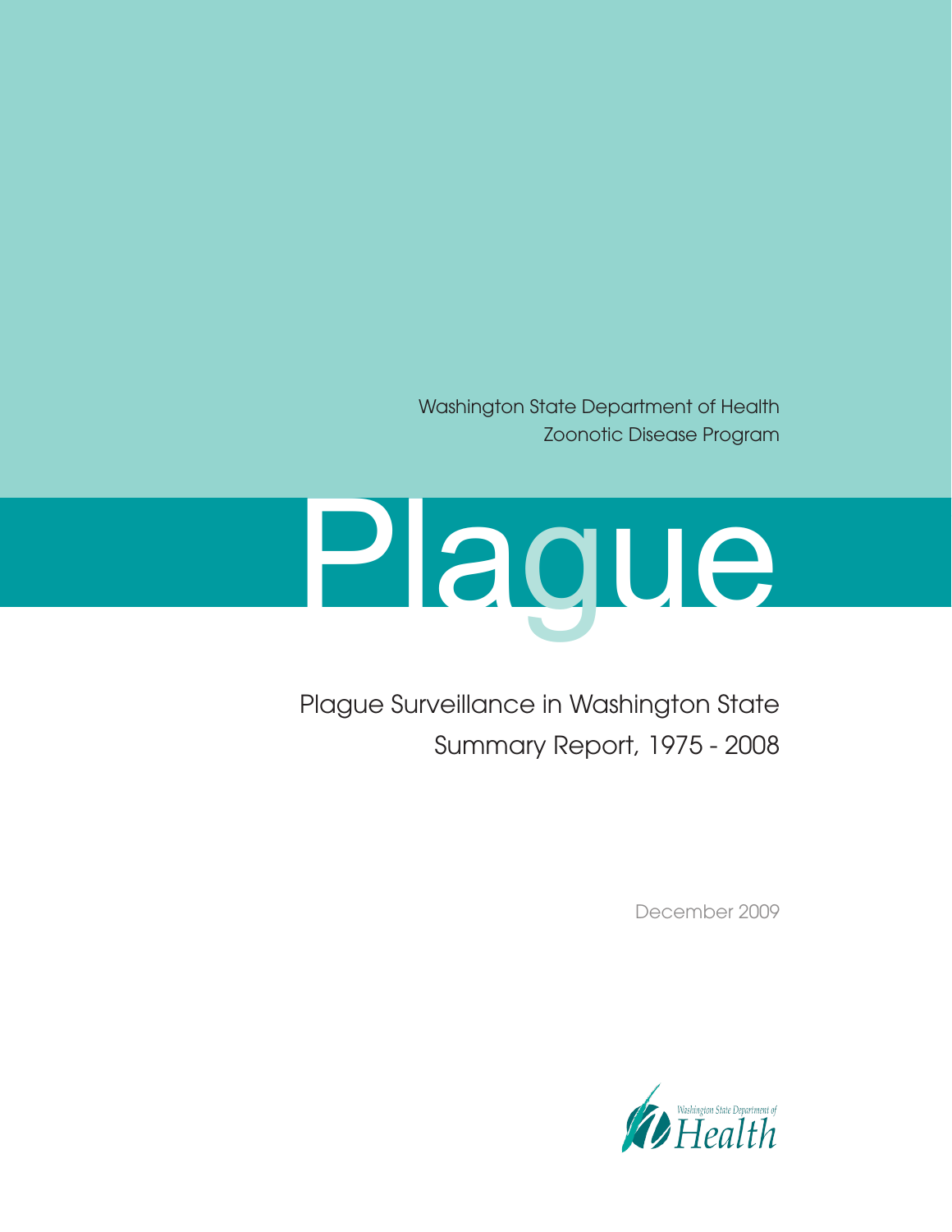Washington State Department of Health

Zoonotic Disease Program

# Plague

## Plague Surveillance in Washington State

## Summary Report, 1975 - 2008

December 2009

Washington State Department of Health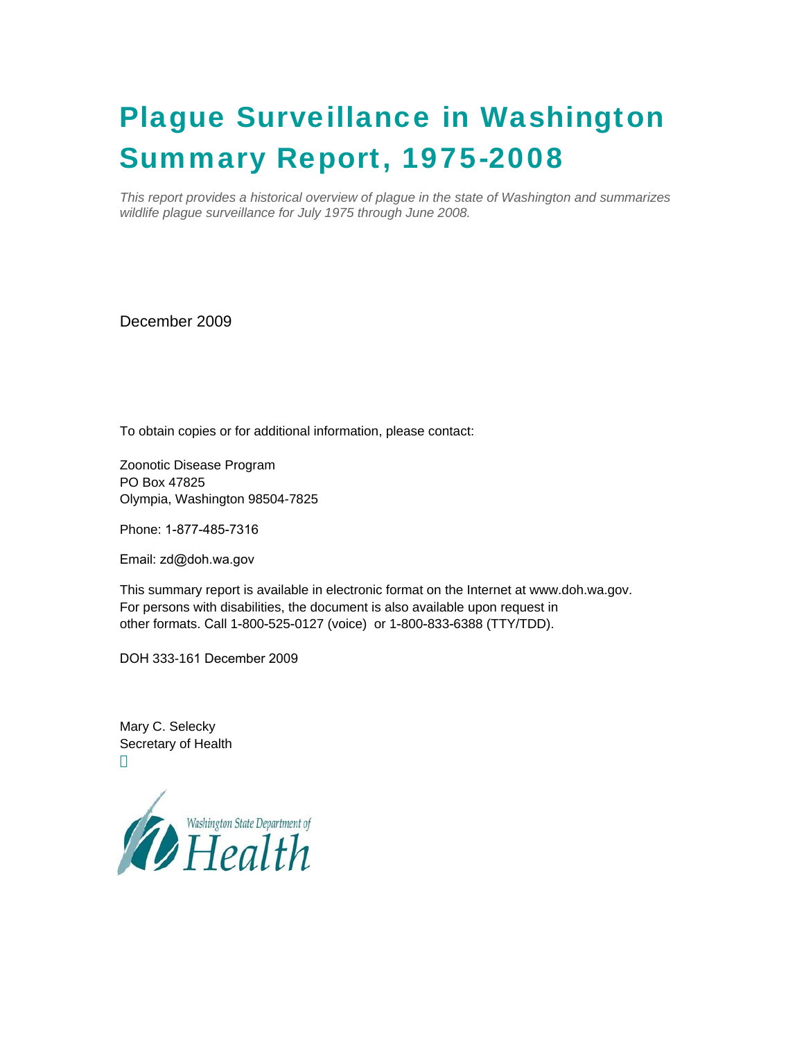# Plague Surveillance in Washington Summary Report, 1975-2008

*This report provides a historical overview of plague in the state of Washington and summarizes wildlife plague surveillance for July 1975 through June 2008.*

December 2009

To obtain copies or for additional information, please contact:

Zoonotic Disease Program
PO Box 47825
Olympia, Washington 98504-7825

Phone: 1-877-485-7316

Email: zd@doh.wa.gov

This summary report is available in electronic format on the Internet at www.doh.wa.gov.
For persons with disabilities, the document is also available upon request in other formats. Call 1-800-525-0127 (voice) or 1-800-833-6388 (TTY/TDD).

DOH 333-161 December 2009

Mary C. Selecky
Secretary of Health

Washington State Department of Health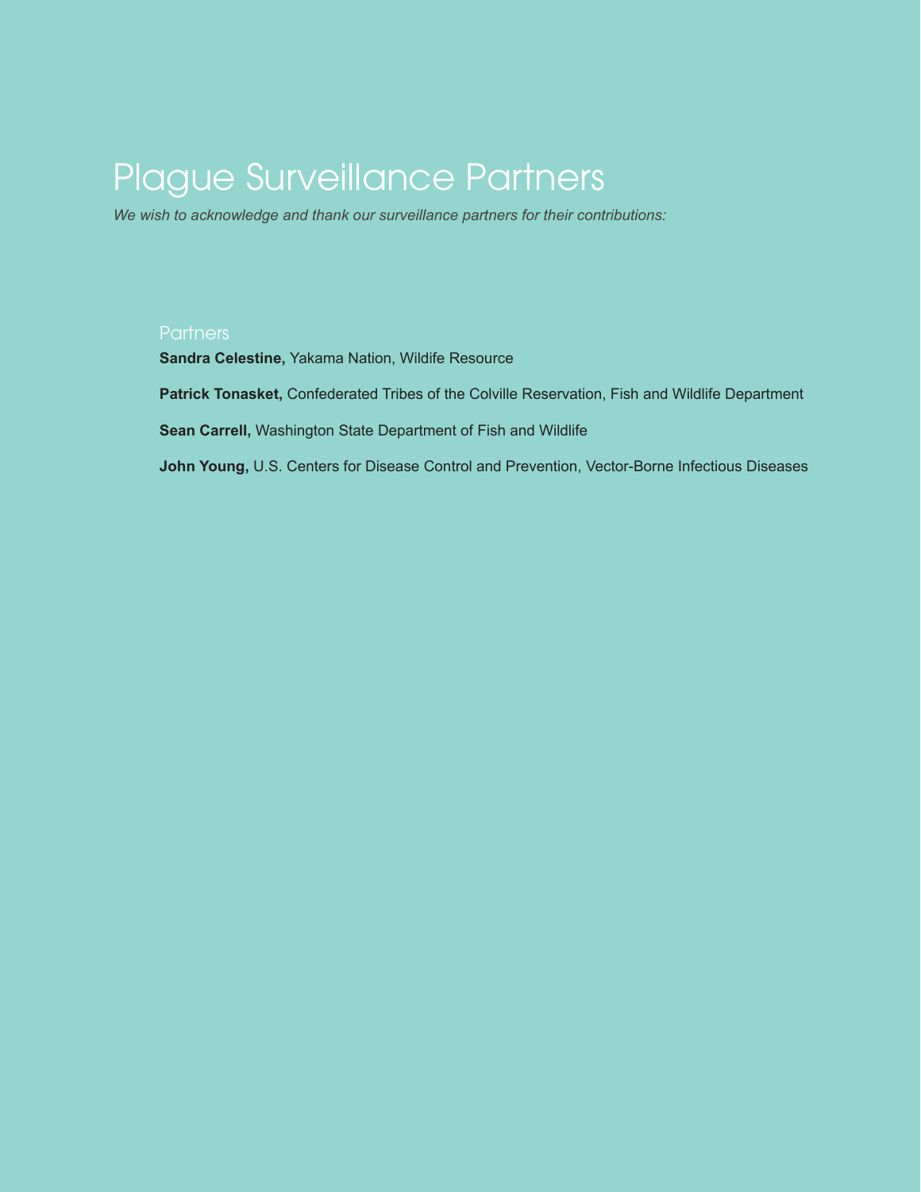# Plague Surveillance Partners

*We wish to acknowledge and thank our surveillance partners for their contributions:*

## Partners

**Sandra Celestine,** Yakama Nation, Wildife Resource

**Patrick Tonasket,** Confederated Tribes of the Colville Reservation, Fish and Wildlife Department

**Sean Carrell,** Washington State Department of Fish and Wildlife

**John Young,** U.S. Centers for Disease Control and Prevention, Vector-Borne Infectious Diseases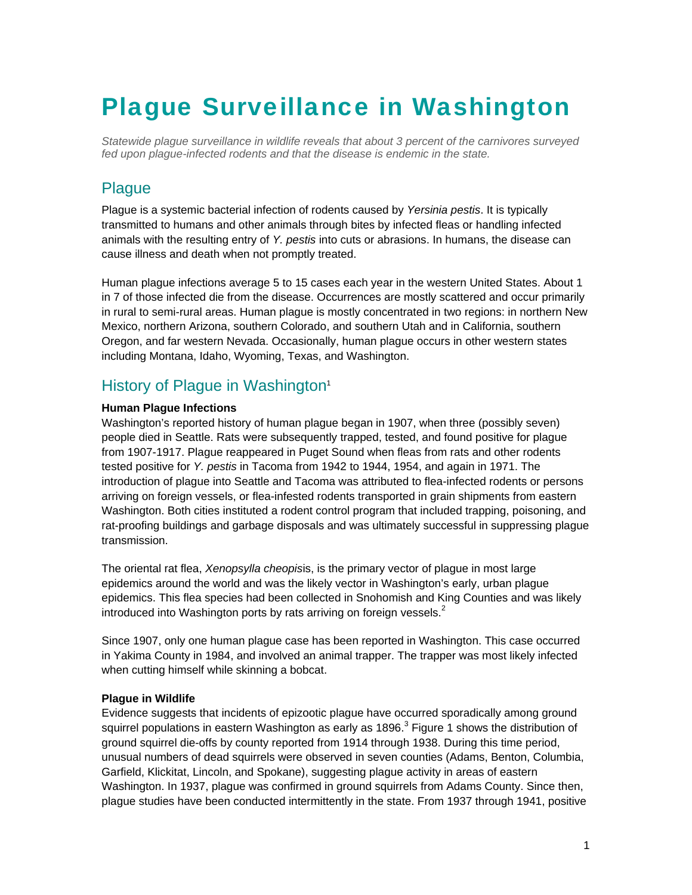# Plague Surveillance in Washington

*Statewide plague surveillance in wildlife reveals that about 3 percent of the carnivores surveyed fed upon plague-infected rodents and that the disease is endemic in the state.*

## Plague

Plague is a systemic bacterial infection of rodents caused by *Yersinia pestis*. It is typically transmitted to humans and other animals through bites by infected fleas or handling infected animals with the resulting entry of *Y. pestis* into cuts or abrasions. In humans, the disease can cause illness and death when not promptly treated.

Human plague infections average 5 to 15 cases each year in the western United States. About 1 in 7 of those infected die from the disease. Occurrences are mostly scattered and occur primarily in rural to semi-rural areas. Human plague is mostly concentrated in two regions: in northern New Mexico, northern Arizona, southern Colorado, and southern Utah and in California, southern Oregon, and far western Nevada. Occasionally, human plague occurs in other western states including Montana, Idaho, Wyoming, Texas, and Washington.

## History of Plague in Washington[1]

**Human Plague Infections**

Washington's reported history of human plague began in 1907, when three (possibly seven) people died in Seattle. Rats were subsequently trapped, tested, and found positive for plague from 1907-1917. Plague reappeared in Puget Sound when fleas from rats and other rodents tested positive for *Y. pestis* in Tacoma from 1942 to 1944, 1954, and again in 1971. The introduction of plague into Seattle and Tacoma was attributed to flea-infected rodents or persons arriving on foreign vessels, or flea-infested rodents transported in grain shipments from eastern Washington. Both cities instituted a rodent control program that included trapping, poisoning, and rat-proofing buildings and garbage disposals and was ultimately successful in suppressing plague transmission.

The oriental rat flea, *Xenopsylla cheopis*is, is the primary vector of plague in most large epidemics around the world and was the likely vector in Washington's early, urban plague epidemics. This flea species had been collected in Snohomish and King Counties and was likely introduced into Washington ports by rats arriving on foreign vessels.[2]

Since 1907, only one human plague case has been reported in Washington. This case occurred in Yakima County in 1984, and involved an animal trapper. The trapper was most likely infected when cutting himself while skinning a bobcat.

**Plague in Wildlife**

Evidence suggests that incidents of epizootic plague have occurred sporadically among ground squirrel populations in eastern Washington as early as 1896.[3] Figure 1 shows the distribution of ground squirrel die-offs by county reported from 1914 through 1938. During this time period, unusual numbers of dead squirrels were observed in seven counties (Adams, Benton, Columbia, Garfield, Klickitat, Lincoln, and Spokane), suggesting plague activity in areas of eastern Washington. In 1937, plague was confirmed in ground squirrels from Adams County. Since then, plague studies have been conducted intermittently in the state. From 1937 through 1941, positive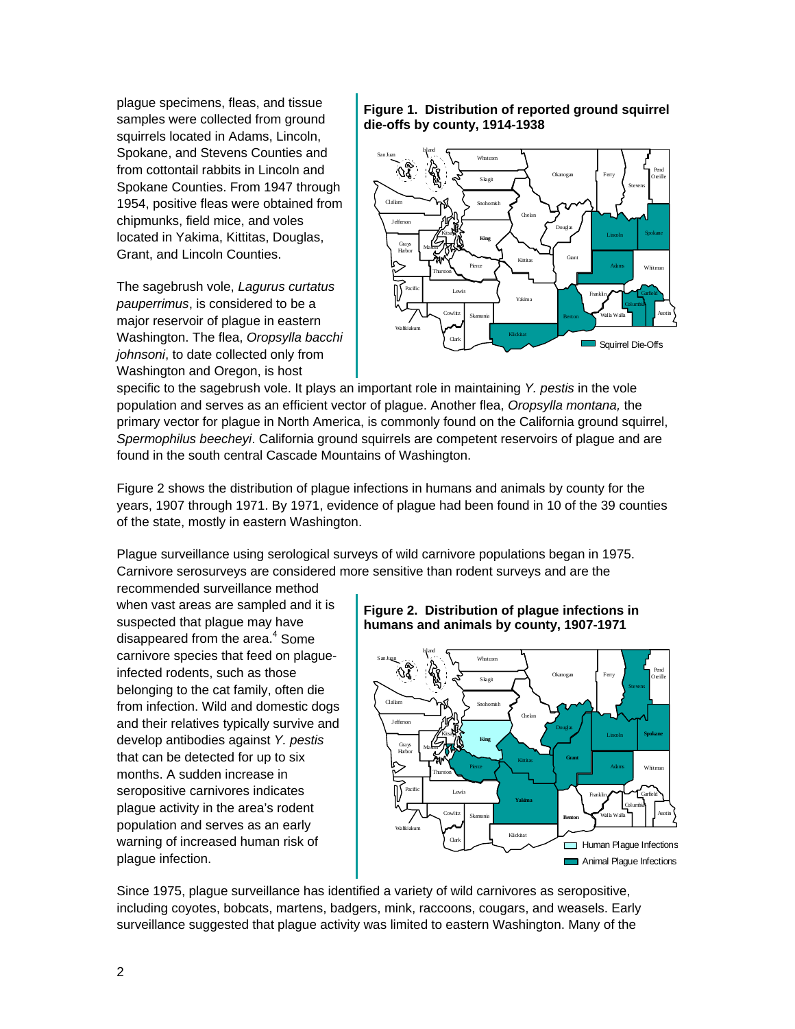plague specimens, fleas, and tissue samples were collected from ground squirrels located in Adams, Lincoln, Spokane, and Stevens Counties and from cottontail rabbits in Lincoln and Spokane Counties. From 1947 through 1954, positive fleas were obtained from chipmunks, field mice, and voles located in Yakima, Kittitas, Douglas, Grant, and Lincoln Counties.

**Figure 1. Distribution of reported ground squirrel die-offs by county, 1914-1938**

The sagebrush vole, *Lagurus curtatus pauperrimus*, is considered to be a major reservoir of plague in eastern Washington. The flea, *Oropsylla bacchi johnsoni*, to date collected only from Washington and Oregon, is host specific to the sagebrush vole. It plays an important role in maintaining *Y. pestis* in the vole population and serves as an efficient vector of plague. Another flea, *Oropsylla montana,* the primary vector for plague in North America, is commonly found on the California ground squirrel, *Spermophilus beecheyi*. California ground squirrels are competent reservoirs of plague and are found in the south central Cascade Mountains of Washington.

Figure 2 shows the distribution of plague infections in humans and animals by county for the years, 1907 through 1971. By 1971, evidence of plague had been found in 10 of the 39 counties of the state, mostly in eastern Washington.

Plague surveillance using serological surveys of wild carnivore populations began in 1975. Carnivore serosurveys are considered more sensitive than rodent surveys and are the recommended surveillance method when vast areas are sampled and it is suspected that plague may have disappeared from the area.[4] Some carnivore species that feed on plague-infected rodents, such as those belonging to the cat family, often die from infection. Wild and domestic dogs and their relatives typically survive and develop antibodies against *Y. pestis* that can be detected for up to six months. A sudden increase in seropositive carnivores indicates plague activity in the area's rodent population and serves as an early warning of increased human risk of plague infection.

**Figure 2. Distribution of plague infections in humans and animals by county, 1907-1971**

Since 1975, plague surveillance has identified a variety of wild carnivores as seropositive, including coyotes, bobcats, martens, badgers, mink, raccoons, cougars, and weasels. Early surveillance suggested that plague activity was limited to eastern Washington. Many of the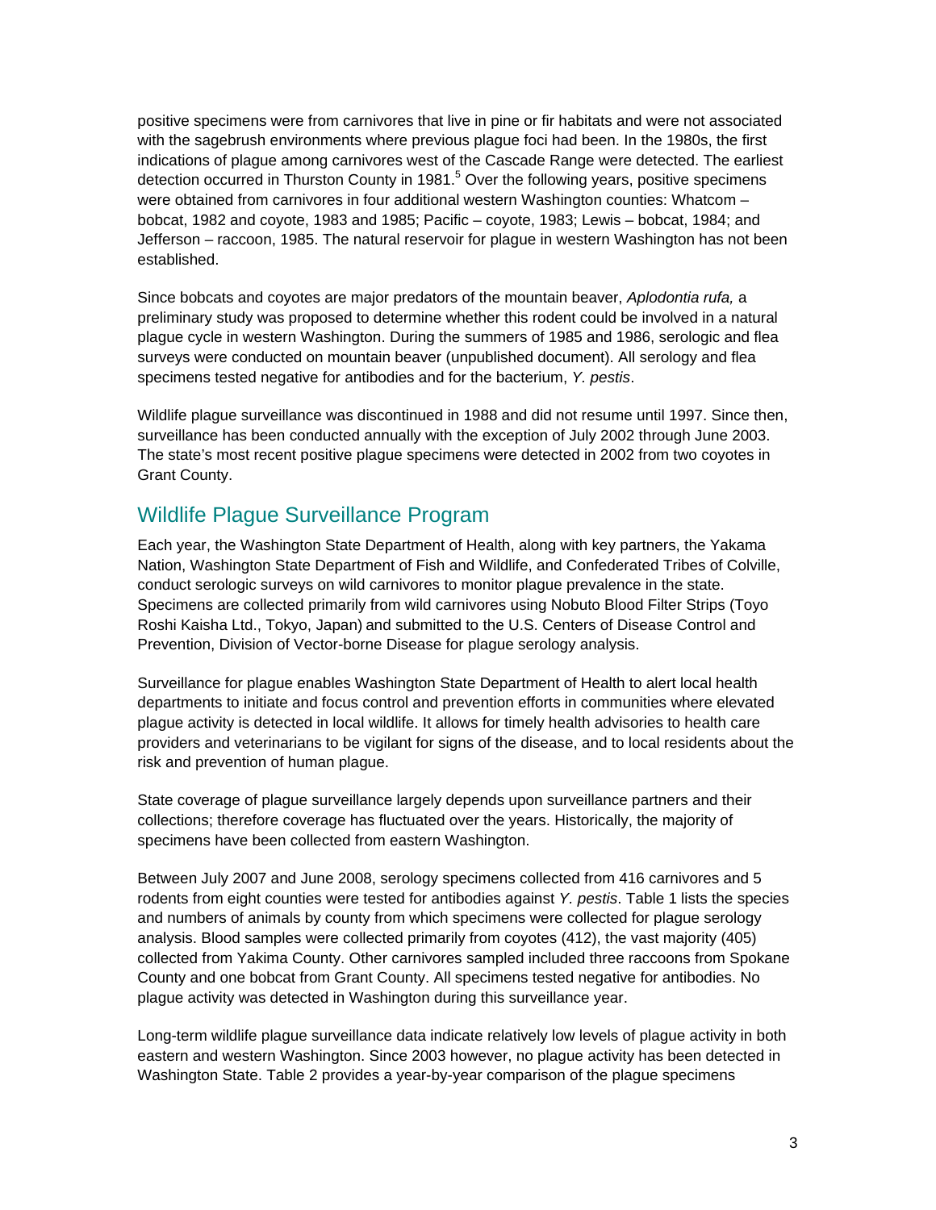positive specimens were from carnivores that live in pine or fir habitats and were not associated with the sagebrush environments where previous plague foci had been. In the 1980s, the first indications of plague among carnivores west of the Cascade Range were detected. The earliest detection occurred in Thurston County in 1981.[5] Over the following years, positive specimens were obtained from carnivores in four additional western Washington counties: Whatcom – bobcat, 1982 and coyote, 1983 and 1985; Pacific – coyote, 1983; Lewis – bobcat, 1984; and Jefferson – raccoon, 1985. The natural reservoir for plague in western Washington has not been established.

Since bobcats and coyotes are major predators of the mountain beaver, *Aplodontia rufa,* a preliminary study was proposed to determine whether this rodent could be involved in a natural plague cycle in western Washington. During the summers of 1985 and 1986, serologic and flea surveys were conducted on mountain beaver (unpublished document). All serology and flea specimens tested negative for antibodies and for the bacterium, *Y. pestis*.

Wildlife plague surveillance was discontinued in 1988 and did not resume until 1997. Since then, surveillance has been conducted annually with the exception of July 2002 through June 2003. The state's most recent positive plague specimens were detected in 2002 from two coyotes in Grant County.

## Wildlife Plague Surveillance Program

Each year, the Washington State Department of Health, along with key partners, the Yakama Nation, Washington State Department of Fish and Wildlife, and Confederated Tribes of Colville, conduct serologic surveys on wild carnivores to monitor plague prevalence in the state. Specimens are collected primarily from wild carnivores using Nobuto Blood Filter Strips (Toyo Roshi Kaisha Ltd., Tokyo, Japan) and submitted to the U.S. Centers of Disease Control and Prevention, Division of Vector-borne Disease for plague serology analysis.

Surveillance for plague enables Washington State Department of Health to alert local health departments to initiate and focus control and prevention efforts in communities where elevated plague activity is detected in local wildlife. It allows for timely health advisories to health care providers and veterinarians to be vigilant for signs of the disease, and to local residents about the risk and prevention of human plague.

State coverage of plague surveillance largely depends upon surveillance partners and their collections; therefore coverage has fluctuated over the years. Historically, the majority of specimens have been collected from eastern Washington.

Between July 2007 and June 2008, serology specimens collected from 416 carnivores and 5 rodents from eight counties were tested for antibodies against *Y. pestis*. Table 1 lists the species and numbers of animals by county from which specimens were collected for plague serology analysis. Blood samples were collected primarily from coyotes (412), the vast majority (405) collected from Yakima County. Other carnivores sampled included three raccoons from Spokane County and one bobcat from Grant County. All specimens tested negative for antibodies. No plague activity was detected in Washington during this surveillance year.

Long-term wildlife plague surveillance data indicate relatively low levels of plague activity in both eastern and western Washington. Since 2003 however, no plague activity has been detected in Washington State. Table 2 provides a year-by-year comparison of the plague specimens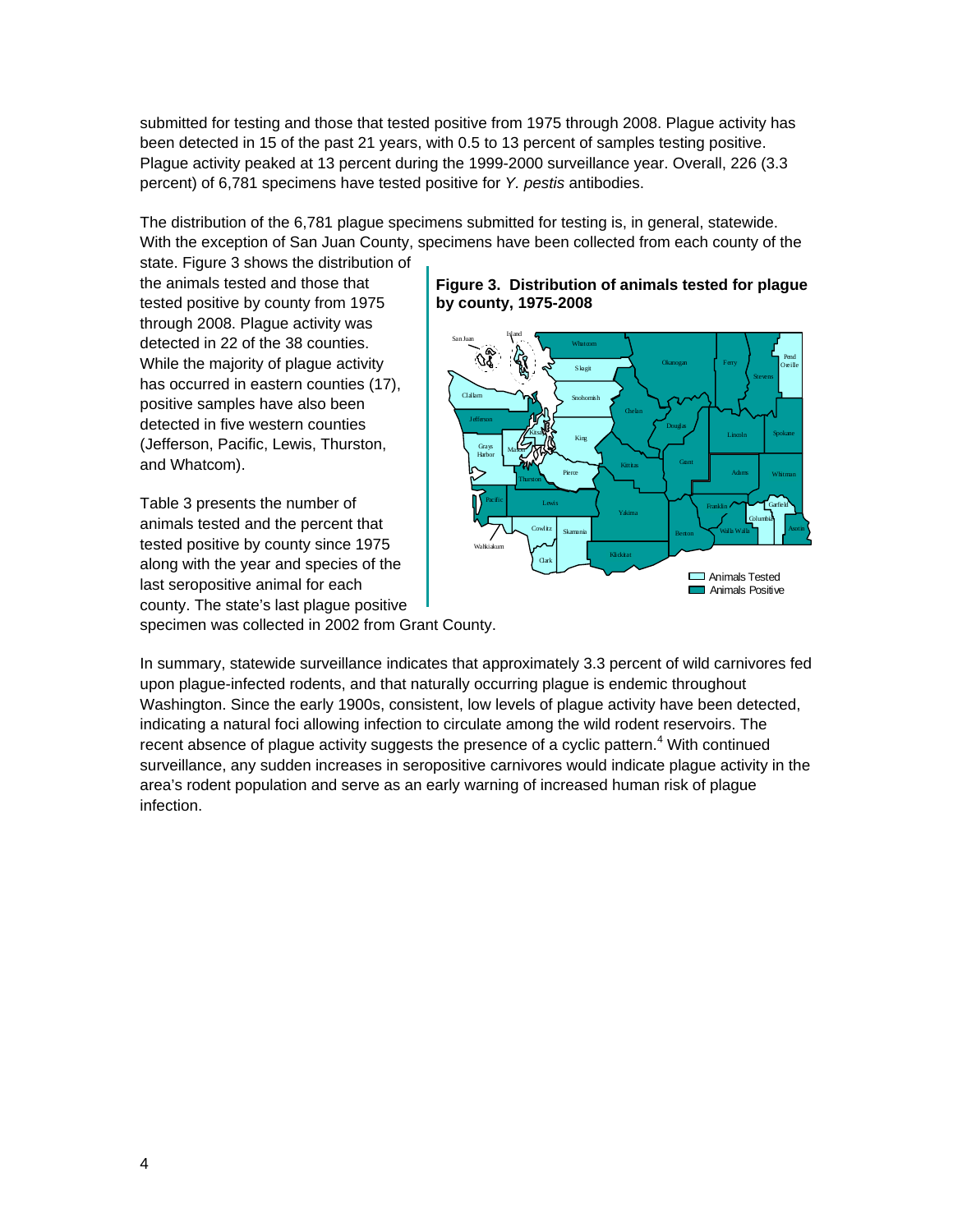submitted for testing and those that tested positive from 1975 through 2008. Plague activity has been detected in 15 of the past 21 years, with 0.5 to 13 percent of samples testing positive. Plague activity peaked at 13 percent during the 1999-2000 surveillance year. Overall, 226 (3.3 percent) of 6,781 specimens have tested positive for *Y. pestis* antibodies.

The distribution of the 6,781 plague specimens submitted for testing is, in general, statewide. With the exception of San Juan County, specimens have been collected from each county of the state. Figure 3 shows the distribution of the animals tested and those that tested positive by county from 1975 through 2008. Plague activity was detected in 22 of the 38 counties. While the majority of plague activity has occurred in eastern counties (17), positive samples have also been detected in five western counties (Jefferson, Pacific, Lewis, Thurston, and Whatcom).

**Figure 3. Distribution of animals tested for plague by county, 1975-2008**

Table 3 presents the number of animals tested and the percent that tested positive by county since 1975 along with the year and species of the last seropositive animal for each county. The state's last plague positive specimen was collected in 2002 from Grant County.

In summary, statewide surveillance indicates that approximately 3.3 percent of wild carnivores fed upon plague-infected rodents, and that naturally occurring plague is endemic throughout Washington. Since the early 1900s, consistent, low levels of plague activity have been detected, indicating a natural foci allowing infection to circulate among the wild rodent reservoirs. The recent absence of plague activity suggests the presence of a cyclic pattern.[4] With continued surveillance, any sudden increases in seropositive carnivores would indicate plague activity in the area's rodent population and serve as an early warning of increased human risk of plague infection.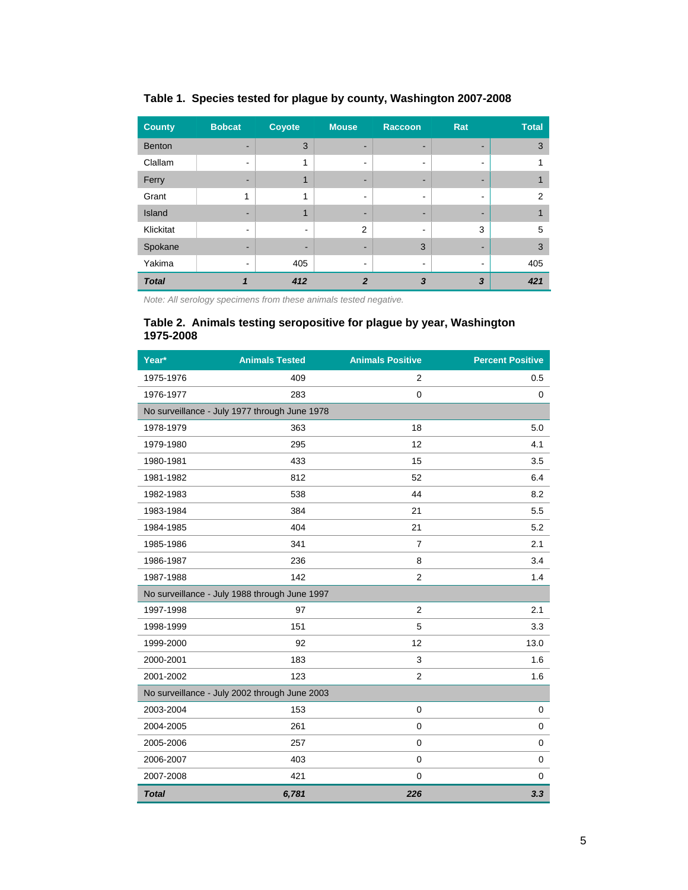### Table 1. Species tested for plague by county, Washington 2007-2008

| County | Bobcat | Coyote | Mouse | Raccoon | Rat | Total |
|---|---|---|---|---|---|---|
| Benton | - | 3 | - | - | - | 3 |
| Clallam | - | 1 | - | - | - | 1 |
| Ferry | - | 1 | - | - | - | 1 |
| Grant | 1 | 1 | - | - | - | 2 |
| Island | - | 1 | - | - | - | 1 |
| Klickitat | - | - | 2 | - | 3 | 5 |
| Spokane | - | - | - | 3 | - | 3 |
| Yakima | - | 405 | - | - | - | 405 |
| ***Total*** | ***1*** | ***412*** | ***2*** | ***3*** | ***3*** | ***421*** |

*Note: All serology specimens from these animals tested negative.*

### Table 2. Animals testing seropositive for plague by year, Washington 1975-2008

| Year* | Animals Tested | Animals Positive | Percent Positive |
|---|---|---|---|
| 1975-1976 | 409 | 2 | 0.5 |
| 1976-1977 | 283 | 0 | 0 |
| No surveillance - July 1977 through June 1978 | | | |
| 1978-1979 | 363 | 18 | 5.0 |
| 1979-1980 | 295 | 12 | 4.1 |
| 1980-1981 | 433 | 15 | 3.5 |
| 1981-1982 | 812 | 52 | 6.4 |
| 1982-1983 | 538 | 44 | 8.2 |
| 1983-1984 | 384 | 21 | 5.5 |
| 1984-1985 | 404 | 21 | 5.2 |
| 1985-1986 | 341 | 7 | 2.1 |
| 1986-1987 | 236 | 8 | 3.4 |
| 1987-1988 | 142 | 2 | 1.4 |
| No surveillance - July 1988 through June 1997 | | | |
| 1997-1998 | 97 | 2 | 2.1 |
| 1998-1999 | 151 | 5 | 3.3 |
| 1999-2000 | 92 | 12 | 13.0 |
| 2000-2001 | 183 | 3 | 1.6 |
| 2001-2002 | 123 | 2 | 1.6 |
| No surveillance - July 2002 through June 2003 | | | |
| 2003-2004 | 153 | 0 | 0 |
| 2004-2005 | 261 | 0 | 0 |
| 2005-2006 | 257 | 0 | 0 |
| 2006-2007 | 403 | 0 | 0 |
| 2007-2008 | 421 | 0 | 0 |
| ***Total*** | ***6,781*** | ***226*** | ***3.3*** |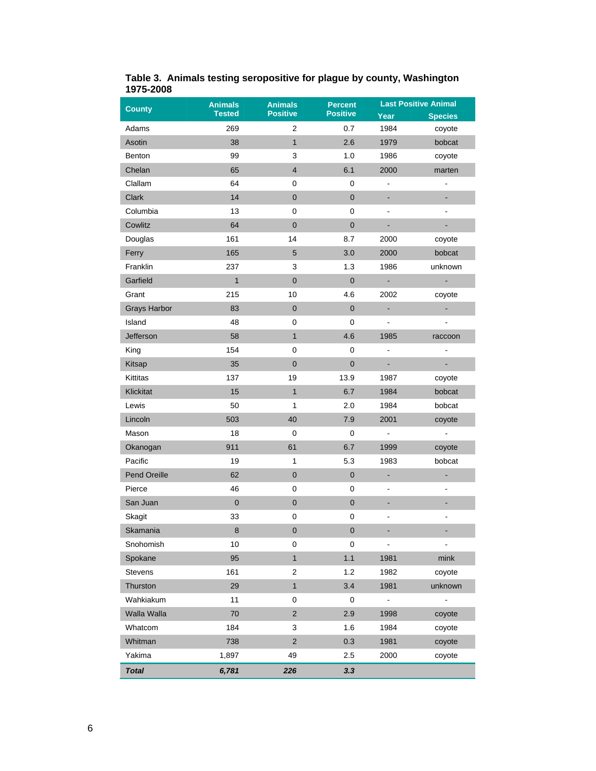**Table 3. Animals testing seropositive for plague by county, Washington 1975-2008**

| County | Animals Tested | Animals Positive | Percent Positive | Last Positive Animal | |
|---|---|---|---|---|---|
| | | | | Year | Species |
| Adams | 269 | 2 | 0.7 | 1984 | coyote |
| Asotin | 38 | 1 | 2.6 | 1979 | bobcat |
| Benton | 99 | 3 | 1.0 | 1986 | coyote |
| Chelan | 65 | 4 | 6.1 | 2000 | marten |
| Clallam | 64 | 0 | 0 | - | - |
| Clark | 14 | 0 | 0 | - | - |
| Columbia | 13 | 0 | 0 | - | - |
| Cowlitz | 64 | 0 | 0 | - | - |
| Douglas | 161 | 14 | 8.7 | 2000 | coyote |
| Ferry | 165 | 5 | 3.0 | 2000 | bobcat |
| Franklin | 237 | 3 | 1.3 | 1986 | unknown |
| Garfield | 1 | 0 | 0 | - | - |
| Grant | 215 | 10 | 4.6 | 2002 | coyote |
| Grays Harbor | 83 | 0 | 0 | - | - |
| Island | 48 | 0 | 0 | - | - |
| Jefferson | 58 | 1 | 4.6 | 1985 | raccoon |
| King | 154 | 0 | 0 | - | - |
| Kitsap | 35 | 0 | 0 | - | - |
| Kittitas | 137 | 19 | 13.9 | 1987 | coyote |
| Klickitat | 15 | 1 | 6.7 | 1984 | bobcat |
| Lewis | 50 | 1 | 2.0 | 1984 | bobcat |
| Lincoln | 503 | 40 | 7.9 | 2001 | coyote |
| Mason | 18 | 0 | 0 | - | - |
| Okanogan | 911 | 61 | 6.7 | 1999 | coyote |
| Pacific | 19 | 1 | 5.3 | 1983 | bobcat |
| Pend Oreille | 62 | 0 | 0 | - | - |
| Pierce | 46 | 0 | 0 | - | - |
| San Juan | 0 | 0 | 0 | - | - |
| Skagit | 33 | 0 | 0 | - | - |
| Skamania | 8 | 0 | 0 | - | - |
| Snohomish | 10 | 0 | 0 | - | - |
| Spokane | 95 | 1 | 1.1 | 1981 | mink |
| Stevens | 161 | 2 | 1.2 | 1982 | coyote |
| Thurston | 29 | 1 | 3.4 | 1981 | unknown |
| Wahkiakum | 11 | 0 | 0 | - | - |
| Walla Walla | 70 | 2 | 2.9 | 1998 | coyote |
| Whatcom | 184 | 3 | 1.6 | 1984 | coyote |
| Whitman | 738 | 2 | 0.3 | 1981 | coyote |
| Yakima | 1,897 | 49 | 2.5 | 2000 | coyote |
| ***Total*** | ***6,781*** | ***226*** | ***3.3*** | | |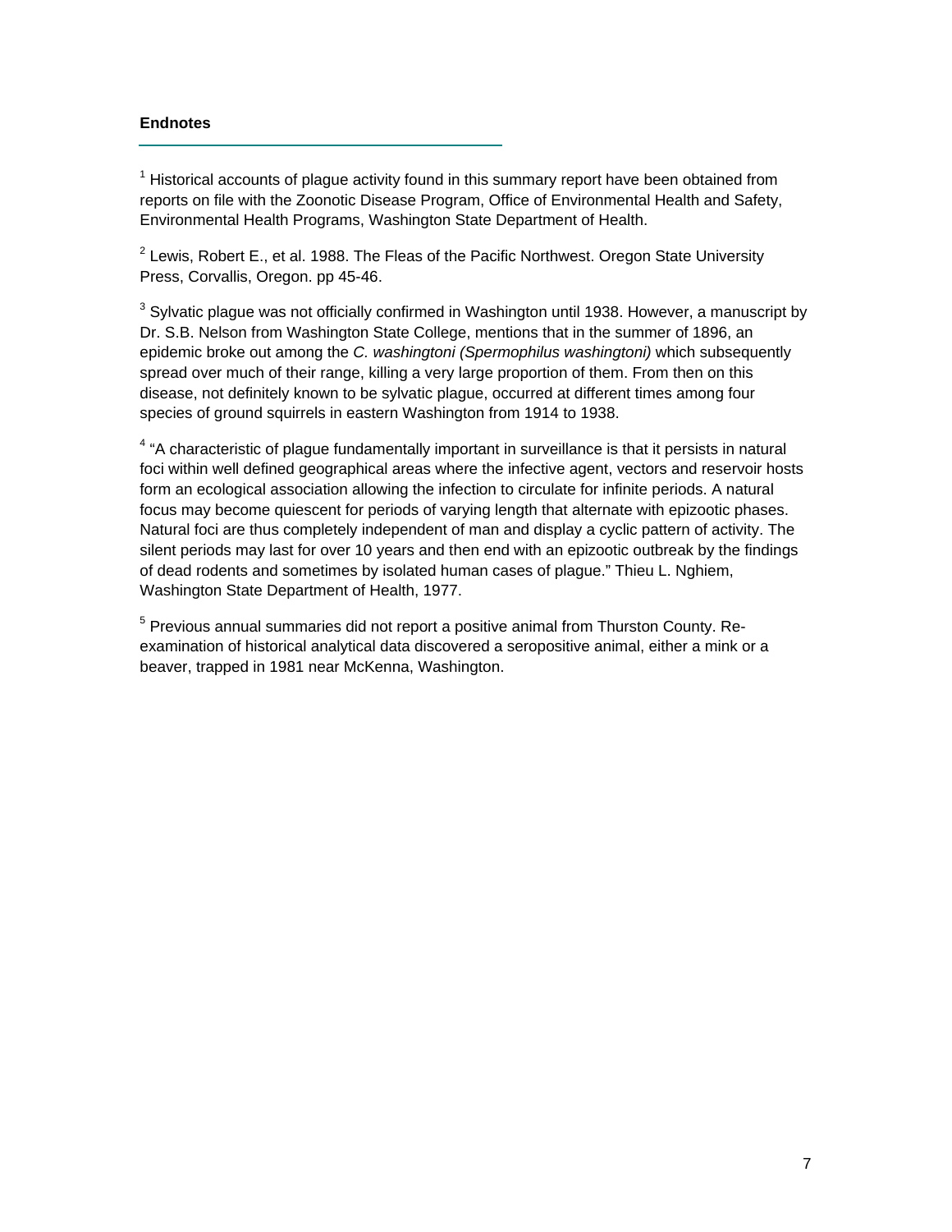**Endnotes**

[1] Historical accounts of plague activity found in this summary report have been obtained from reports on file with the Zoonotic Disease Program, Office of Environmental Health and Safety, Environmental Health Programs, Washington State Department of Health.

[2] Lewis, Robert E., et al. 1988. The Fleas of the Pacific Northwest. Oregon State University Press, Corvallis, Oregon. pp 45-46.

[3] Sylvatic plague was not officially confirmed in Washington until 1938. However, a manuscript by Dr. S.B. Nelson from Washington State College, mentions that in the summer of 1896, an epidemic broke out among the *C. washingtoni (Spermophilus washingtoni)* which subsequently spread over much of their range, killing a very large proportion of them. From then on this disease, not definitely known to be sylvatic plague, occurred at different times among four species of ground squirrels in eastern Washington from 1914 to 1938.

[4] "A characteristic of plague fundamentally important in surveillance is that it persists in natural foci within well defined geographical areas where the infective agent, vectors and reservoir hosts form an ecological association allowing the infection to circulate for infinite periods. A natural focus may become quiescent for periods of varying length that alternate with epizootic phases. Natural foci are thus completely independent of man and display a cyclic pattern of activity. The silent periods may last for over 10 years and then end with an epizootic outbreak by the findings of dead rodents and sometimes by isolated human cases of plague." Thieu L. Nghiem, Washington State Department of Health, 1977.

[5] Previous annual summaries did not report a positive animal from Thurston County. Re-examination of historical analytical data discovered a seropositive animal, either a mink or a beaver, trapped in 1981 near McKenna, Washington.